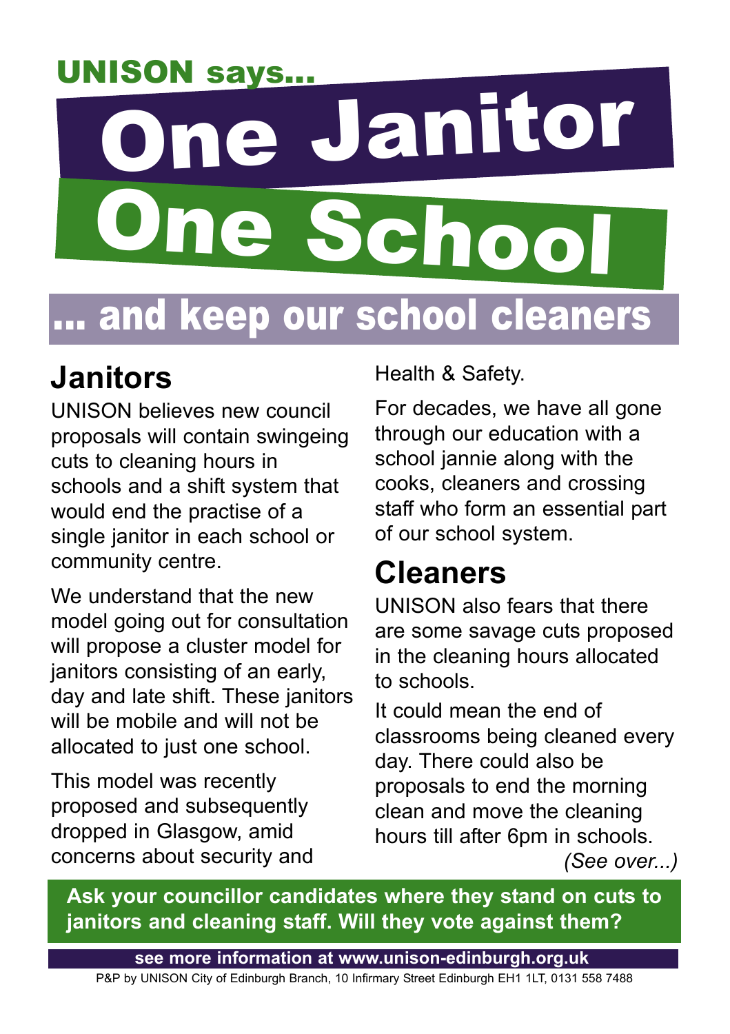UNISON says...

# One Janitor One School

## ... and keep our school cleaners

## Janitors

UNISON believes new council proposals will contain swingeing cuts to cleaning hours in schools and a shift system that would end the practise of a single janitor in each school or community centre.

We understand that the new model going out for consultation will propose a cluster model for janitors consisting of an early, day and late shift. These janitors will be mobile and will not be allocated to just one school.

This model was recently proposed and subsequently dropped in Glasgow, amid concerns about security and Health & Safety.

For decades, we have all gone through our education with a school jannie along with the cooks, cleaners and crossing staff who form an essential part of our school system.

## Cleaners

UNISON also fears that there are some savage cuts proposed in the cleaning hours allocated to schools.

It could mean the end of classrooms being cleaned every day. There could also be proposals to end the morning clean and move the cleaning hours till after 6pm in schools.

*(See over...)*

**Ask your councillor candidates where they stand on cuts to janitors and cleaning staff. Will they vote against them?**

**see more information at www.unison-edinburgh.org.uk**

P&P by UNISON City of Edinburgh Branch, 10 Infirmary Street Edinburgh EH1 1LT, 0131 558 7488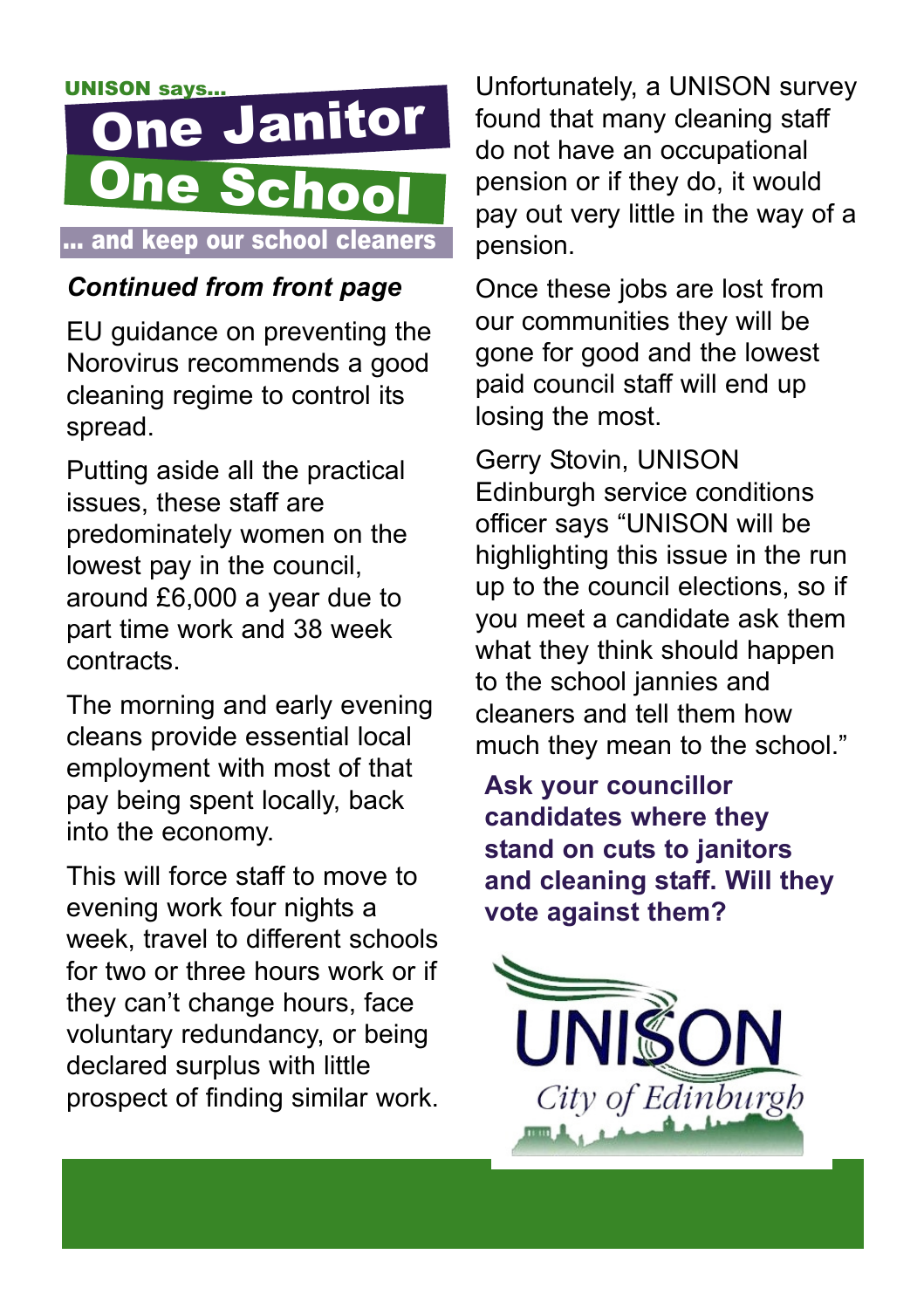UNISON says...

# One Janitor One School

... and keep our school cleaners

***Continued from front page***

EU guidance on preventing the Norovirus recommends a good cleaning regime to control its spread.

Putting aside all the practical issues, these staff are predominately women on the lowest pay in the council, around £6,000 a year due to part time work and 38 week contracts.

The morning and early evening cleans provide essential local employment with most of that pay being spent locally, back into the economy.

This will force staff to move to evening work four nights a week, travel to different schools for two or three hours work or if they can't change hours, face voluntary redundancy, or being declared surplus with little prospect of finding similar work.

Unfortunately, a UNISON survey found that many cleaning staff do not have an occupational pension or if they do, it would pay out very little in the way of a pension.

Once these jobs are lost from our communities they will be gone for good and the lowest paid council staff will end up losing the most.

Gerry Stovin, UNISON Edinburgh service conditions officer says "UNISON will be highlighting this issue in the run up to the council elections, so if you meet a candidate ask them what they think should happen to the school jannies and cleaners and tell them how much they mean to the school."

**Ask your councillor candidates where they stand on cuts to janitors and cleaning staff. Will they vote against them?**

UNISON City of Edinburgh